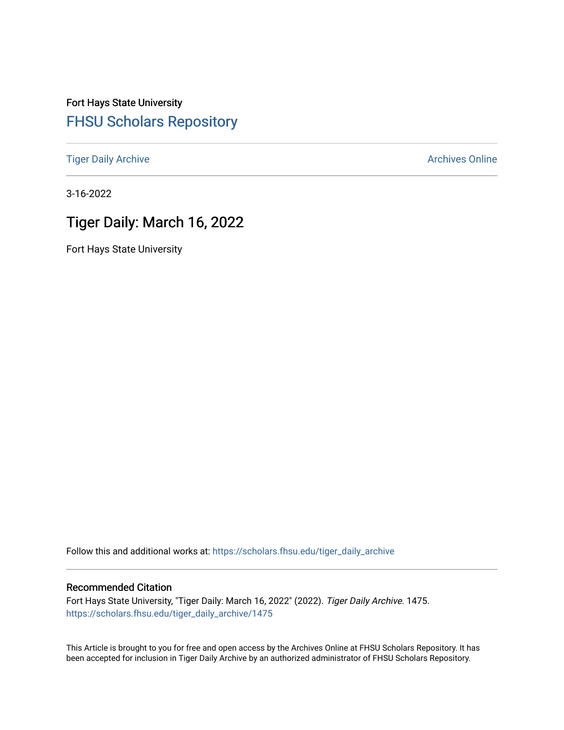Fort Hays State University

## FHSU Scholars Repository

Tiger Daily Archive | Archives Online

3-16-2022

# Tiger Daily: March 16, 2022

Fort Hays State University

Follow this and additional works at: https://scholars.fhsu.edu/tiger_daily_archive

### Recommended Citation

Fort Hays State University, "Tiger Daily: March 16, 2022" (2022). *Tiger Daily Archive*. 1475.
https://scholars.fhsu.edu/tiger_daily_archive/1475

This Article is brought to you for free and open access by the Archives Online at FHSU Scholars Repository. It has been accepted for inclusion in Tiger Daily Archive by an authorized administrator of FHSU Scholars Repository.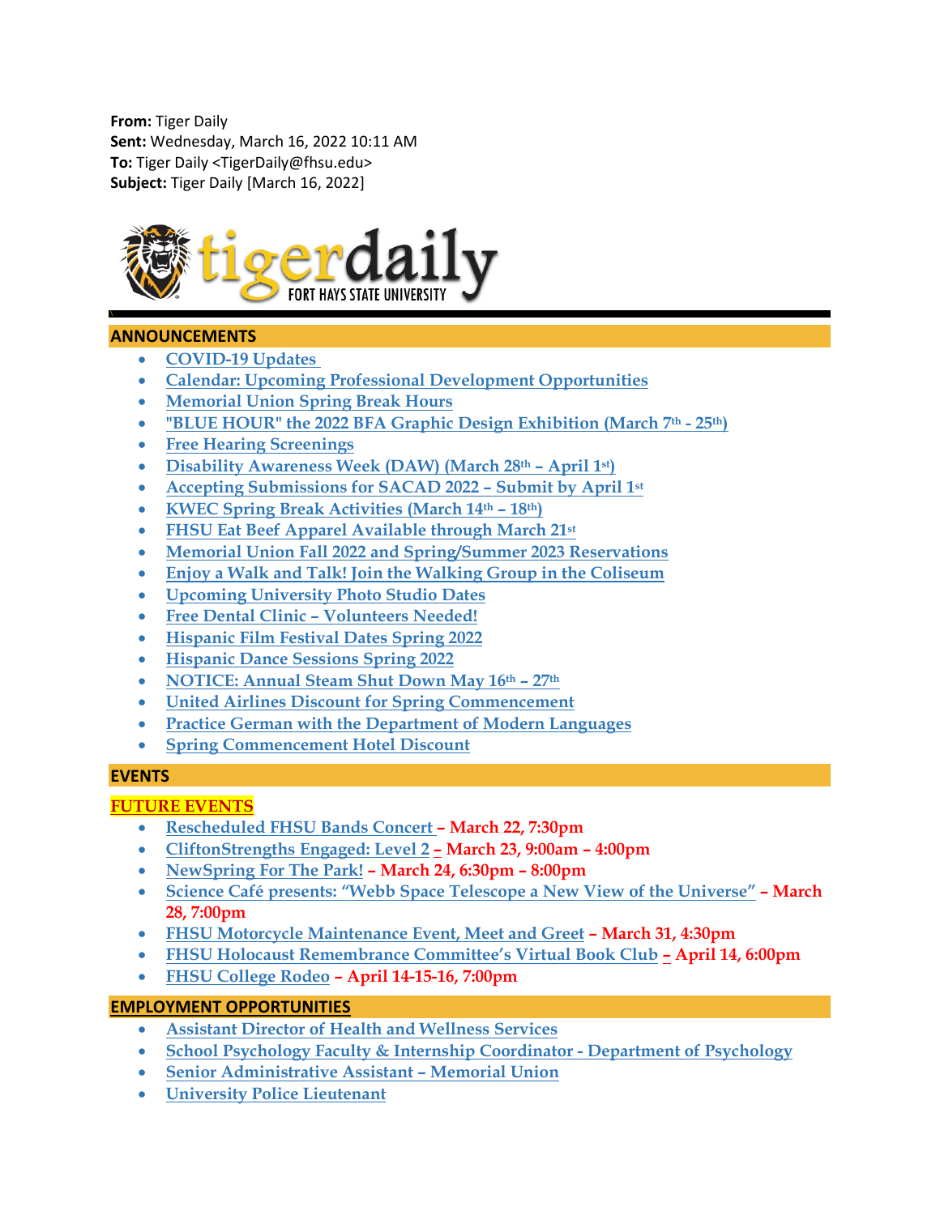**From:** Tiger Daily
**Sent:** Wednesday, March 16, 2022 10:11 AM
**To:** Tiger Daily <TigerDaily@fhsu.edu>
**Subject:** Tiger Daily [March 16, 2022]

tigerdaily FORT HAYS STATE UNIVERSITY

## ANNOUNCEMENTS

- COVID-19 Updates
- Calendar: Upcoming Professional Development Opportunities
- Memorial Union Spring Break Hours
- "BLUE HOUR" the 2022 BFA Graphic Design Exhibition (March 7th - 25th)
- Free Hearing Screenings
- Disability Awareness Week (DAW) (March 28th – April 1st)
- Accepting Submissions for SACAD 2022 – Submit by April 1st
- KWEC Spring Break Activities (March 14th – 18th)
- FHSU Eat Beef Apparel Available through March 21st
- Memorial Union Fall 2022 and Spring/Summer 2023 Reservations
- Enjoy a Walk and Talk! Join the Walking Group in the Coliseum
- Upcoming University Photo Studio Dates
- Free Dental Clinic – Volunteers Needed!
- Hispanic Film Festival Dates Spring 2022
- Hispanic Dance Sessions Spring 2022
- NOTICE: Annual Steam Shut Down May 16th – 27th
- United Airlines Discount for Spring Commencement
- Practice German with the Department of Modern Languages
- Spring Commencement Hotel Discount

## EVENTS

### FUTURE EVENTS

- Rescheduled FHSU Bands Concert – **March 22, 7:30pm**
- CliftonStrengths Engaged: Level 2 – **March 23, 9:00am – 4:00pm**
- NewSpring For The Park! – **March 24, 6:30pm – 8:00pm**
- Science Café presents: "Webb Space Telescope a New View of the Universe" – **March 28, 7:00pm**
- FHSU Motorcycle Maintenance Event, Meet and Greet – **March 31, 4:30pm**
- FHSU Holocaust Remembrance Committee's Virtual Book Club – **April 14, 6:00pm**
- FHSU College Rodeo – **April 14-15-16, 7:00pm**

## EMPLOYMENT OPPORTUNITIES

- Assistant Director of Health and Wellness Services
- School Psychology Faculty & Internship Coordinator - Department of Psychology
- Senior Administrative Assistant – Memorial Union
- University Police Lieutenant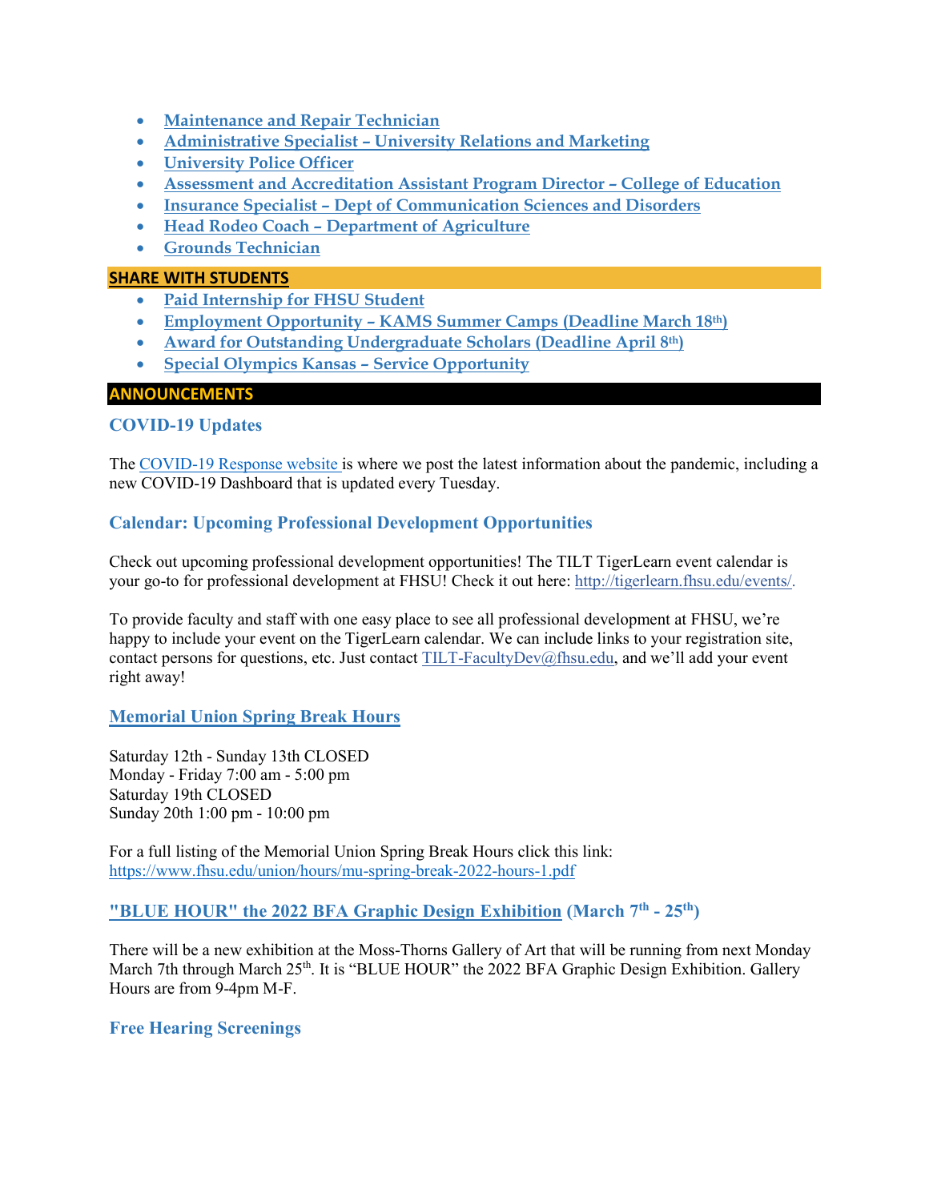- Maintenance and Repair Technician
- Administrative Specialist – University Relations and Marketing
- University Police Officer
- Assessment and Accreditation Assistant Program Director – College of Education
- Insurance Specialist – Dept of Communication Sciences and Disorders
- Head Rodeo Coach – Department of Agriculture
- Grounds Technician

## SHARE WITH STUDENTS

- Paid Internship for FHSU Student
- Employment Opportunity – KAMS Summer Camps (Deadline March 18th)
- Award for Outstanding Undergraduate Scholars (Deadline April 8th)
- Special Olympics Kansas – Service Opportunity

## ANNOUNCEMENTS

### COVID-19 Updates

The COVID-19 Response website is where we post the latest information about the pandemic, including a new COVID-19 Dashboard that is updated every Tuesday.

### Calendar: Upcoming Professional Development Opportunities

Check out upcoming professional development opportunities! The TILT TigerLearn event calendar is your go-to for professional development at FHSU! Check it out here: http://tigerlearn.fhsu.edu/events/.

To provide faculty and staff with one easy place to see all professional development at FHSU, we're happy to include your event on the TigerLearn calendar. We can include links to your registration site, contact persons for questions, etc. Just contact TILT-FacultyDev@fhsu.edu, and we'll add your event right away!

### Memorial Union Spring Break Hours

Saturday 12th - Sunday 13th CLOSED
Monday - Friday 7:00 am - 5:00 pm
Saturday 19th CLOSED
Sunday 20th 1:00 pm - 10:00 pm

For a full listing of the Memorial Union Spring Break Hours click this link:
https://www.fhsu.edu/union/hours/mu-spring-break-2022-hours-1.pdf

### "BLUE HOUR" the 2022 BFA Graphic Design Exhibition (March 7th - 25th)

There will be a new exhibition at the Moss-Thorns Gallery of Art that will be running from next Monday March 7th through March 25th. It is "BLUE HOUR" the 2022 BFA Graphic Design Exhibition. Gallery Hours are from 9-4pm M-F.

### Free Hearing Screenings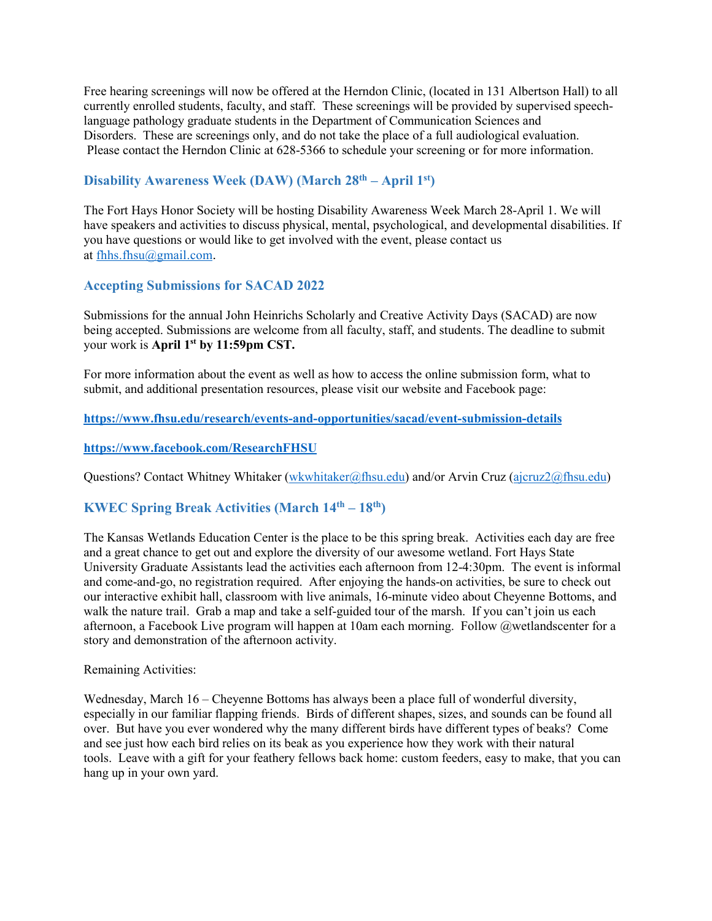Free hearing screenings will now be offered at the Herndon Clinic, (located in 131 Albertson Hall) to all currently enrolled students, faculty, and staff. These screenings will be provided by supervised speech-language pathology graduate students in the Department of Communication Sciences and Disorders. These are screenings only, and do not take the place of a full audiological evaluation. Please contact the Herndon Clinic at 628-5366 to schedule your screening or for more information.

### Disability Awareness Week (DAW) (March 28th – April 1st)

The Fort Hays Honor Society will be hosting Disability Awareness Week March 28-April 1. We will have speakers and activities to discuss physical, mental, psychological, and developmental disabilities. If you have questions or would like to get involved with the event, please contact us at fhhs.fhsu@gmail.com.

### Accepting Submissions for SACAD 2022

Submissions for the annual John Heinrichs Scholarly and Creative Activity Days (SACAD) are now being accepted. Submissions are welcome from all faculty, staff, and students. The deadline to submit your work is **April 1st by 11:59pm CST.**

For more information about the event as well as how to access the online submission form, what to submit, and additional presentation resources, please visit our website and Facebook page:

**https://www.fhsu.edu/research/events-and-opportunities/sacad/event-submission-details**

**https://www.facebook.com/ResearchFHSU**

Questions? Contact Whitney Whitaker (wkwhitaker@fhsu.edu) and/or Arvin Cruz (ajcruz2@fhsu.edu)

### KWEC Spring Break Activities (March 14th – 18th)

The Kansas Wetlands Education Center is the place to be this spring break. Activities each day are free and a great chance to get out and explore the diversity of our awesome wetland. Fort Hays State University Graduate Assistants lead the activities each afternoon from 12-4:30pm. The event is informal and come-and-go, no registration required. After enjoying the hands-on activities, be sure to check out our interactive exhibit hall, classroom with live animals, 16-minute video about Cheyenne Bottoms, and walk the nature trail. Grab a map and take a self-guided tour of the marsh. If you can't join us each afternoon, a Facebook Live program will happen at 10am each morning. Follow @wetlandscenter for a story and demonstration of the afternoon activity.

Remaining Activities:

Wednesday, March 16 – Cheyenne Bottoms has always been a place full of wonderful diversity, especially in our familiar flapping friends. Birds of different shapes, sizes, and sounds can be found all over. But have you ever wondered why the many different birds have different types of beaks? Come and see just how each bird relies on its beak as you experience how they work with their natural tools. Leave with a gift for your feathery fellows back home: custom feeders, easy to make, that you can hang up in your own yard.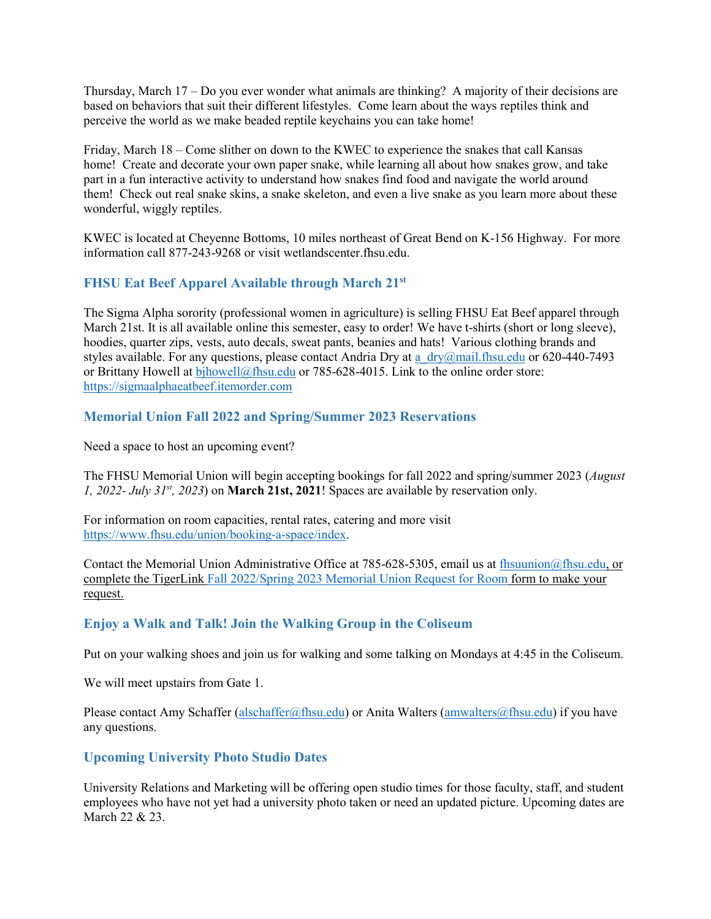Thursday, March 17 – Do you ever wonder what animals are thinking? A majority of their decisions are based on behaviors that suit their different lifestyles. Come learn about the ways reptiles think and perceive the world as we make beaded reptile keychains you can take home!

Friday, March 18 – Come slither on down to the KWEC to experience the snakes that call Kansas home! Create and decorate your own paper snake, while learning all about how snakes grow, and take part in a fun interactive activity to understand how snakes find food and navigate the world around them! Check out real snake skins, a snake skeleton, and even a live snake as you learn more about these wonderful, wiggly reptiles.

KWEC is located at Cheyenne Bottoms, 10 miles northeast of Great Bend on K-156 Highway. For more information call 877-243-9268 or visit wetlandscenter.fhsu.edu.

### FHSU Eat Beef Apparel Available through March 21st

The Sigma Alpha sorority (professional women in agriculture) is selling FHSU Eat Beef apparel through March 21st. It is all available online this semester, easy to order! We have t-shirts (short or long sleeve), hoodies, quarter zips, vests, auto decals, sweat pants, beanies and hats! Various clothing brands and styles available. For any questions, please contact Andria Dry at a_dry@mail.fhsu.edu or 620-440-7493 or Brittany Howell at bjhowell@fhsu.edu or 785-628-4015. Link to the online order store: https://sigmaalphaeatbeef.itemorder.com

### Memorial Union Fall 2022 and Spring/Summer 2023 Reservations

Need a space to host an upcoming event?

The FHSU Memorial Union will begin accepting bookings for fall 2022 and spring/summer 2023 (*August 1, 2022- July 31st, 2023*) on **March 21st, 2021**! Spaces are available by reservation only.

For information on room capacities, rental rates, catering and more visit https://www.fhsu.edu/union/booking-a-space/index.

Contact the Memorial Union Administrative Office at 785-628-5305, email us at fhsuunion@fhsu.edu, or complete the TigerLink Fall 2022/Spring 2023 Memorial Union Request for Room form to make your request.

### Enjoy a Walk and Talk! Join the Walking Group in the Coliseum

Put on your walking shoes and join us for walking and some talking on Mondays at 4:45 in the Coliseum.

We will meet upstairs from Gate 1.

Please contact Amy Schaffer (alschaffer@fhsu.edu) or Anita Walters (amwalters@fhsu.edu) if you have any questions.

### Upcoming University Photo Studio Dates

University Relations and Marketing will be offering open studio times for those faculty, staff, and student employees who have not yet had a university photo taken or need an updated picture. Upcoming dates are March 22 & 23.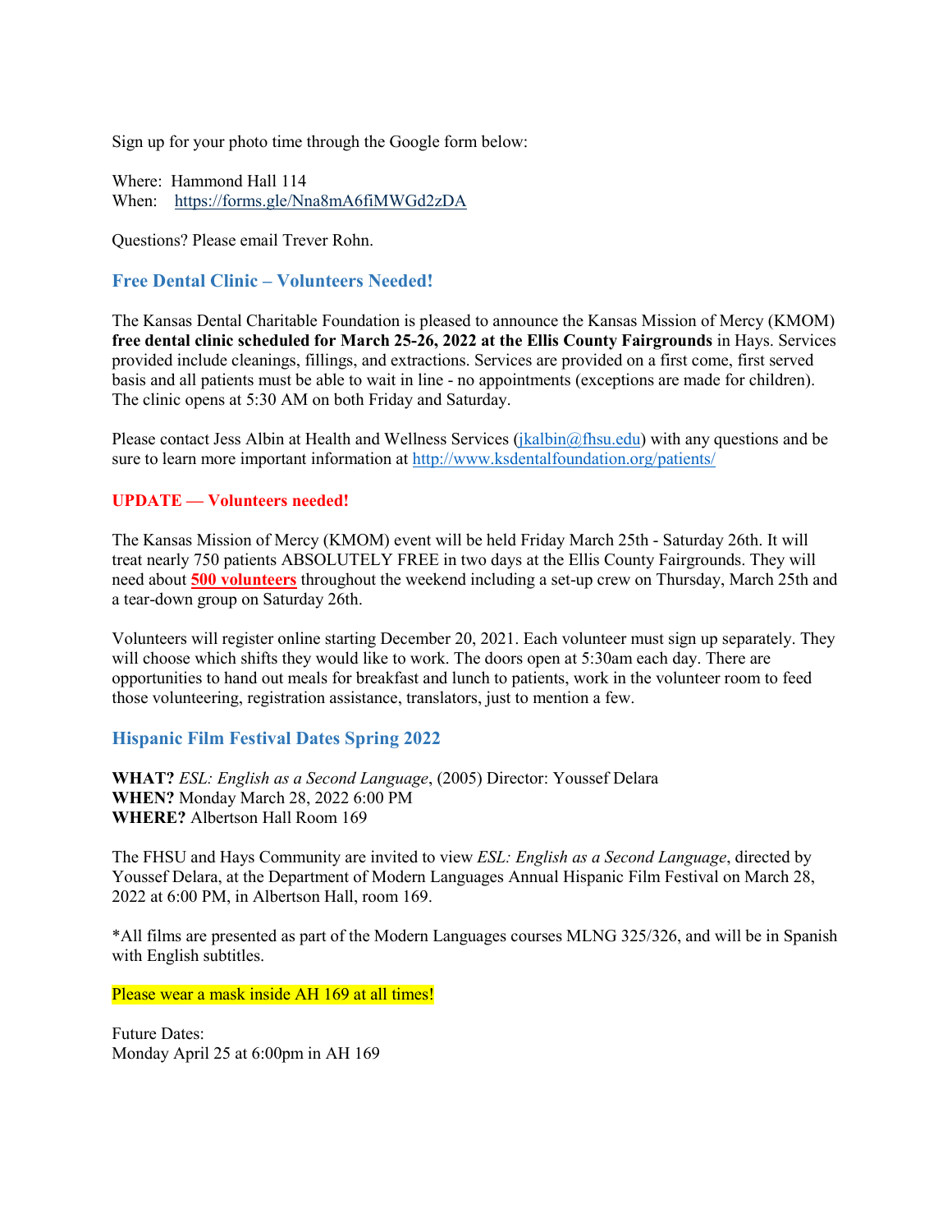Sign up for your photo time through the Google form below:

Where: Hammond Hall 114
When: https://forms.gle/Nna8mA6fiMWGd2zDA

Questions? Please email Trever Rohn.

### Free Dental Clinic – Volunteers Needed!

The Kansas Dental Charitable Foundation is pleased to announce the Kansas Mission of Mercy (KMOM) **free dental clinic scheduled for March 25-26, 2022 at the Ellis County Fairgrounds** in Hays. Services provided include cleanings, fillings, and extractions. Services are provided on a first come, first served basis and all patients must be able to wait in line - no appointments (exceptions are made for children). The clinic opens at 5:30 AM on both Friday and Saturday.

Please contact Jess Albin at Health and Wellness Services (jkalbin@fhsu.edu) with any questions and be sure to learn more important information at http://www.ksdentalfoundation.org/patients/

**UPDATE — Volunteers needed!**

The Kansas Mission of Mercy (KMOM) event will be held Friday March 25th - Saturday 26th. It will treat nearly 750 patients ABSOLUTELY FREE in two days at the Ellis County Fairgrounds. They will need about **500 volunteers** throughout the weekend including a set-up crew on Thursday, March 25th and a tear-down group on Saturday 26th.

Volunteers will register online starting December 20, 2021. Each volunteer must sign up separately. They will choose which shifts they would like to work. The doors open at 5:30am each day. There are opportunities to hand out meals for breakfast and lunch to patients, work in the volunteer room to feed those volunteering, registration assistance, translators, just to mention a few.

### Hispanic Film Festival Dates Spring 2022

**WHAT?** *ESL: English as a Second Language*, (2005) Director: Youssef Delara
**WHEN?** Monday March 28, 2022 6:00 PM
**WHERE?** Albertson Hall Room 169

The FHSU and Hays Community are invited to view *ESL: English as a Second Language*, directed by Youssef Delara, at the Department of Modern Languages Annual Hispanic Film Festival on March 28, 2022 at 6:00 PM, in Albertson Hall, room 169.

*All films are presented as part of the Modern Languages courses MLNG 325/326, and will be in Spanish with English subtitles.

Please wear a mask inside AH 169 at all times!

Future Dates:
Monday April 25 at 6:00pm in AH 169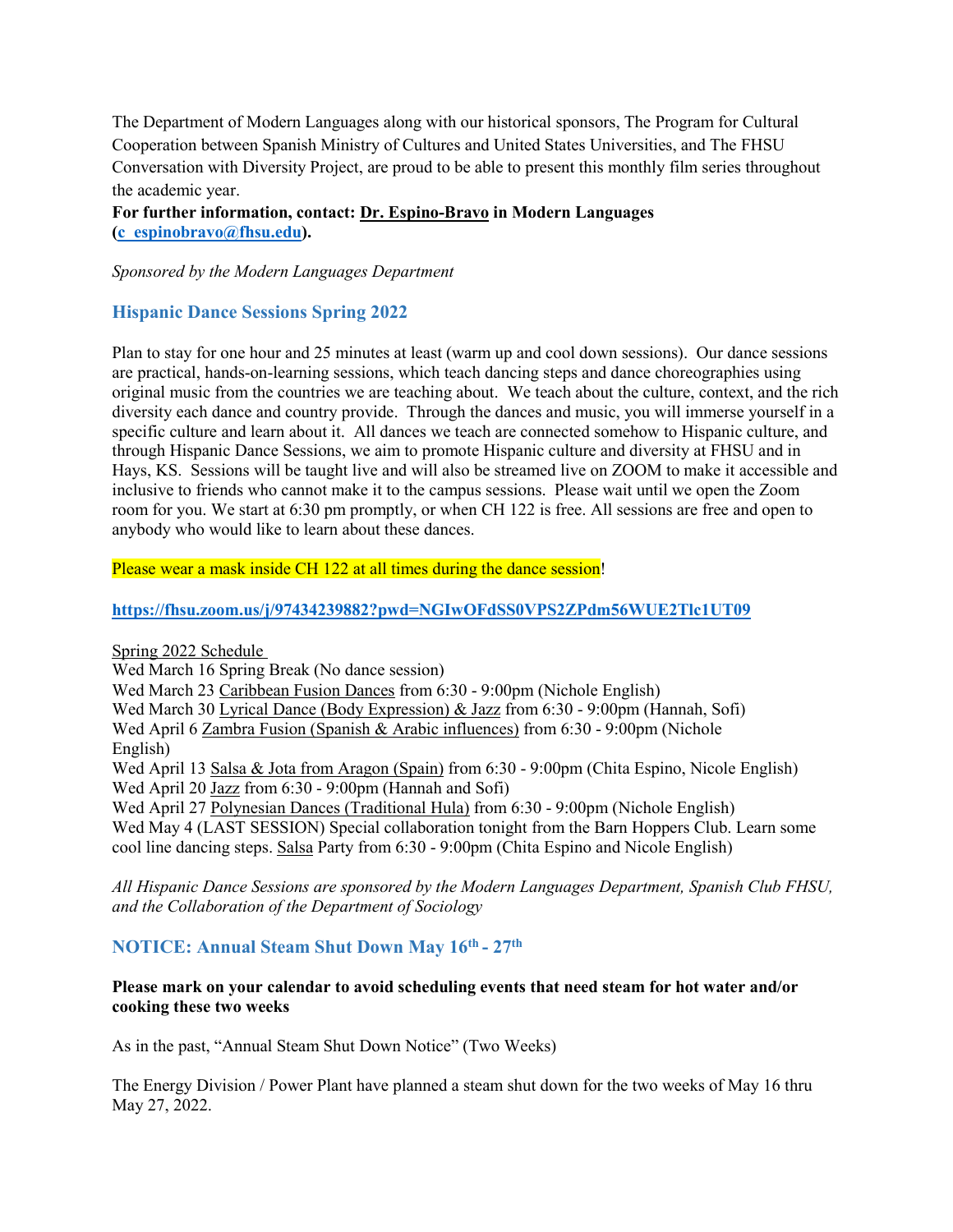The Department of Modern Languages along with our historical sponsors, The Program for Cultural Cooperation between Spanish Ministry of Cultures and United States Universities, and The FHSU Conversation with Diversity Project, are proud to be able to present this monthly film series throughout the academic year.

**For further information, contact: Dr. Espino-Bravo in Modern Languages (c_espinobravo@fhsu.edu).**

*Sponsored by the Modern Languages Department*

## Hispanic Dance Sessions Spring 2022

Plan to stay for one hour and 25 minutes at least (warm up and cool down sessions). Our dance sessions are practical, hands-on-learning sessions, which teach dancing steps and dance choreographies using original music from the countries we are teaching about. We teach about the culture, context, and the rich diversity each dance and country provide. Through the dances and music, you will immerse yourself in a specific culture and learn about it. All dances we teach are connected somehow to Hispanic culture, and through Hispanic Dance Sessions, we aim to promote Hispanic culture and diversity at FHSU and in Hays, KS. Sessions will be taught live and will also be streamed live on ZOOM to make it accessible and inclusive to friends who cannot make it to the campus sessions. Please wait until we open the Zoom room for you. We start at 6:30 pm promptly, or when CH 122 is free. All sessions are free and open to anybody who would like to learn about these dances.

Please wear a mask inside CH 122 at all times during the dance session!

**https://fhsu.zoom.us/j/97434239882?pwd=NGIwOFdSS0VPS2ZPdm56WUE2Tlc1UT09**

Spring 2022 Schedule
Wed March 16 Spring Break (No dance session)
Wed March 23 Caribbean Fusion Dances from 6:30 - 9:00pm (Nichole English)
Wed March 30 Lyrical Dance (Body Expression) & Jazz from 6:30 - 9:00pm (Hannah, Sofi)
Wed April 6 Zambra Fusion (Spanish & Arabic influences) from 6:30 - 9:00pm (Nichole English)
Wed April 13 Salsa & Jota from Aragon (Spain) from 6:30 - 9:00pm (Chita Espino, Nicole English)
Wed April 20 Jazz from 6:30 - 9:00pm (Hannah and Sofi)
Wed April 27 Polynesian Dances (Traditional Hula) from 6:30 - 9:00pm (Nichole English)
Wed May 4 (LAST SESSION) Special collaboration tonight from the Barn Hoppers Club. Learn some cool line dancing steps. Salsa Party from 6:30 - 9:00pm (Chita Espino and Nicole English)

*All Hispanic Dance Sessions are sponsored by the Modern Languages Department, Spanish Club FHSU, and the Collaboration of the Department of Sociology*

## NOTICE: Annual Steam Shut Down May 16th - 27th

**Please mark on your calendar to avoid scheduling events that need steam for hot water and/or cooking these two weeks**

As in the past, "Annual Steam Shut Down Notice" (Two Weeks)

The Energy Division / Power Plant have planned a steam shut down for the two weeks of May 16 thru May 27, 2022.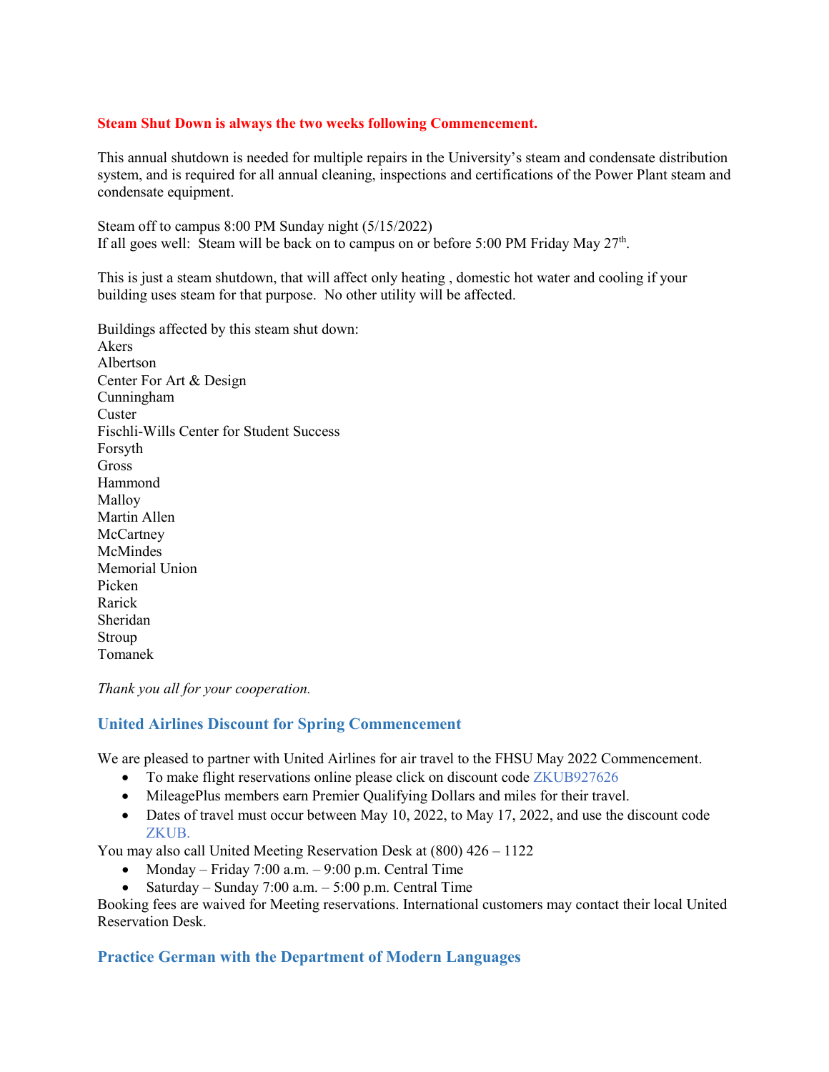**Steam Shut Down is always the two weeks following Commencement.**

This annual shutdown is needed for multiple repairs in the University's steam and condensate distribution system, and is required for all annual cleaning, inspections and certifications of the Power Plant steam and condensate equipment.

Steam off to campus 8:00 PM Sunday night (5/15/2022)
If all goes well: Steam will be back on to campus on or before 5:00 PM Friday May 27th.

This is just a steam shutdown, that will affect only heating , domestic hot water and cooling if your building uses steam for that purpose. No other utility will be affected.

Buildings affected by this steam shut down:
Akers
Albertson
Center For Art & Design
Cunningham
Custer
Fischli-Wills Center for Student Success
Forsyth
Gross
Hammond
Malloy
Martin Allen
McCartney
McMindes
Memorial Union
Picken
Rarick
Sheridan
Stroup
Tomanek

*Thank you all for your cooperation.*

## United Airlines Discount for Spring Commencement

We are pleased to partner with United Airlines for air travel to the FHSU May 2022 Commencement.

- To make flight reservations online please click on discount code ZKUB927626
- MileagePlus members earn Premier Qualifying Dollars and miles for their travel.
- Dates of travel must occur between May 10, 2022, to May 17, 2022, and use the discount code ZKUB.

You may also call United Meeting Reservation Desk at (800) 426 – 1122

- Monday – Friday 7:00 a.m. – 9:00 p.m. Central Time
- Saturday – Sunday 7:00 a.m. – 5:00 p.m. Central Time

Booking fees are waived for Meeting reservations. International customers may contact their local United Reservation Desk.

## Practice German with the Department of Modern Languages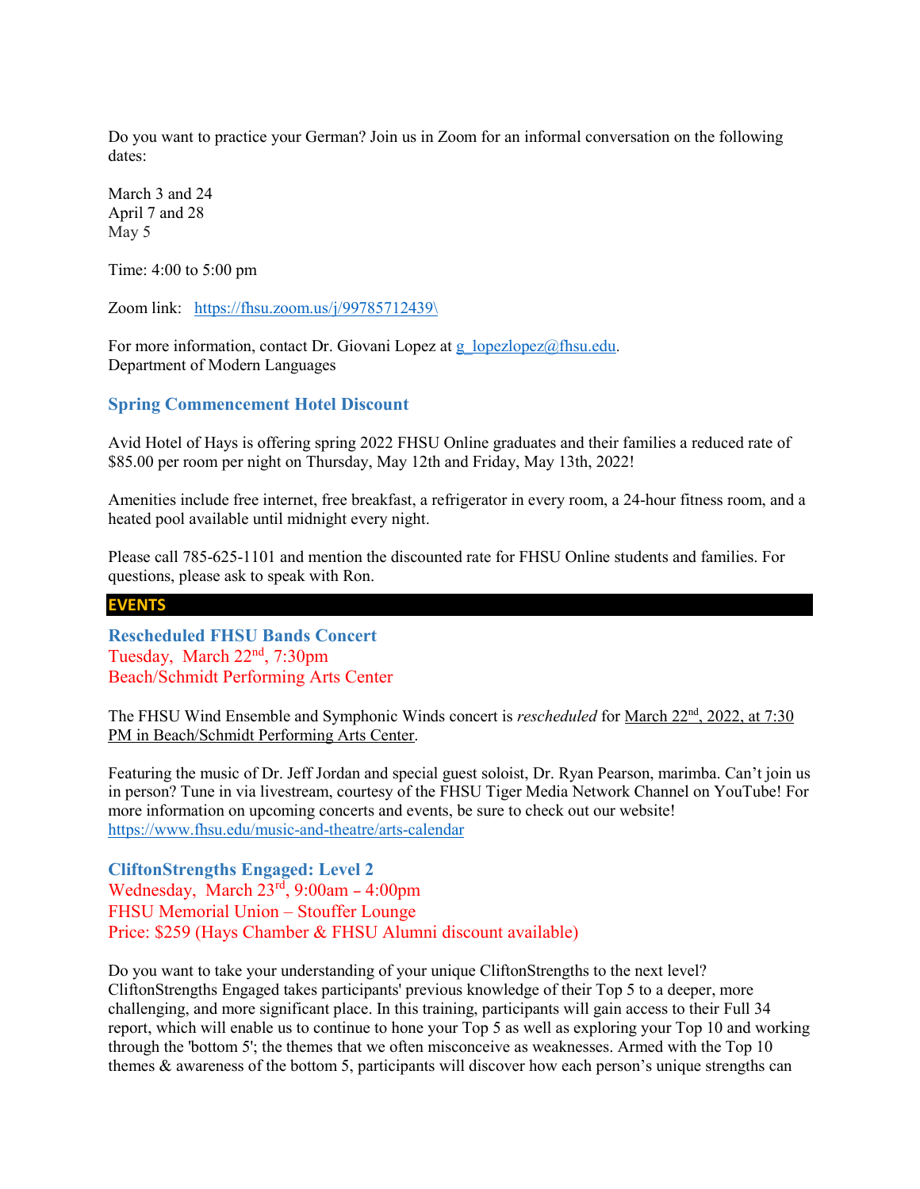Do you want to practice your German? Join us in Zoom for an informal conversation on the following dates:

March 3 and 24
April 7 and 28
May 5

Time: 4:00 to 5:00 pm

Zoom link: https://fhsu.zoom.us/j/99785712439\

For more information, contact Dr. Giovani Lopez at g_lopezlopez@fhsu.edu.
Department of Modern Languages

### Spring Commencement Hotel Discount

Avid Hotel of Hays is offering spring 2022 FHSU Online graduates and their families a reduced rate of $85.00 per room per night on Thursday, May 12th and Friday, May 13th, 2022!

Amenities include free internet, free breakfast, a refrigerator in every room, a 24-hour fitness room, and a heated pool available until midnight every night.

Please call 785-625-1101 and mention the discounted rate for FHSU Online students and families. For questions, please ask to speak with Ron.

## EVENTS

### Rescheduled FHSU Bands Concert

Tuesday, March 22nd, 7:30pm
Beach/Schmidt Performing Arts Center

The FHSU Wind Ensemble and Symphonic Winds concert is *rescheduled* for March 22nd, 2022, at 7:30 PM in Beach/Schmidt Performing Arts Center.

Featuring the music of Dr. Jeff Jordan and special guest soloist, Dr. Ryan Pearson, marimba. Can't join us in person? Tune in via livestream, courtesy of the FHSU Tiger Media Network Channel on YouTube! For more information on upcoming concerts and events, be sure to check out our website! https://www.fhsu.edu/music-and-theatre/arts-calendar

### CliftonStrengths Engaged: Level 2

Wednesday, March 23rd, 9:00am – 4:00pm
FHSU Memorial Union – Stouffer Lounge
Price: $259 (Hays Chamber & FHSU Alumni discount available)

Do you want to take your understanding of your unique CliftonStrengths to the next level? CliftonStrengths Engaged takes participants' previous knowledge of their Top 5 to a deeper, more challenging, and more significant place. In this training, participants will gain access to their Full 34 report, which will enable us to continue to hone your Top 5 as well as exploring your Top 10 and working through the 'bottom 5'; the themes that we often misconceive as weaknesses. Armed with the Top 10 themes & awareness of the bottom 5, participants will discover how each person's unique strengths can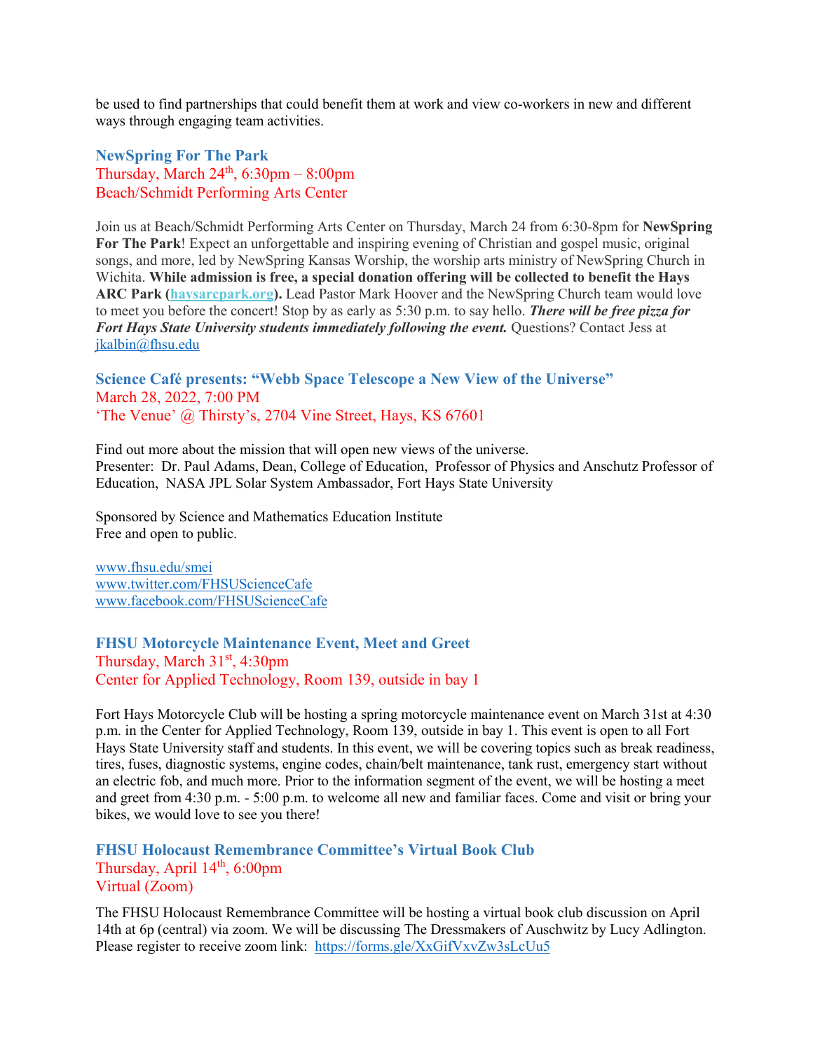be used to find partnerships that could benefit them at work and view co-workers in new and different ways through engaging team activities.

### NewSpring For The Park

Thursday, March 24th, 6:30pm – 8:00pm
Beach/Schmidt Performing Arts Center

Join us at Beach/Schmidt Performing Arts Center on Thursday, March 24 from 6:30-8pm for **NewSpring For The Park**! Expect an unforgettable and inspiring evening of Christian and gospel music, original songs, and more, led by NewSpring Kansas Worship, the worship arts ministry of NewSpring Church in Wichita. **While admission is free, a special donation offering will be collected to benefit the Hays ARC Park (haysarcpark.org).** Lead Pastor Mark Hoover and the NewSpring Church team would love to meet you before the concert! Stop by as early as 5:30 p.m. to say hello. ***There will be free pizza for Fort Hays State University students immediately following the event.*** Questions? Contact Jess at jkalbin@fhsu.edu

### Science Café presents: "Webb Space Telescope a New View of the Universe"

March 28, 2022, 7:00 PM
'The Venue' @ Thirsty's, 2704 Vine Street, Hays, KS 67601

Find out more about the mission that will open new views of the universe.
Presenter: Dr. Paul Adams, Dean, College of Education, Professor of Physics and Anschutz Professor of Education, NASA JPL Solar System Ambassador, Fort Hays State University

Sponsored by Science and Mathematics Education Institute
Free and open to public.

www.fhsu.edu/smei
www.twitter.com/FHSUScienceCafe
www.facebook.com/FHSUScienceCafe

### FHSU Motorcycle Maintenance Event, Meet and Greet

Thursday, March 31st, 4:30pm
Center for Applied Technology, Room 139, outside in bay 1

Fort Hays Motorcycle Club will be hosting a spring motorcycle maintenance event on March 31st at 4:30 p.m. in the Center for Applied Technology, Room 139, outside in bay 1. This event is open to all Fort Hays State University staff and students. In this event, we will be covering topics such as break readiness, tires, fuses, diagnostic systems, engine codes, chain/belt maintenance, tank rust, emergency start without an electric fob, and much more. Prior to the information segment of the event, we will be hosting a meet and greet from 4:30 p.m. - 5:00 p.m. to welcome all new and familiar faces. Come and visit or bring your bikes, we would love to see you there!

### FHSU Holocaust Remembrance Committee's Virtual Book Club

Thursday, April 14th, 6:00pm
Virtual (Zoom)

The FHSU Holocaust Remembrance Committee will be hosting a virtual book club discussion on April 14th at 6p (central) via zoom. We will be discussing The Dressmakers of Auschwitz by Lucy Adlington. Please register to receive zoom link: https://forms.gle/XxGifVxvZw3sLcUu5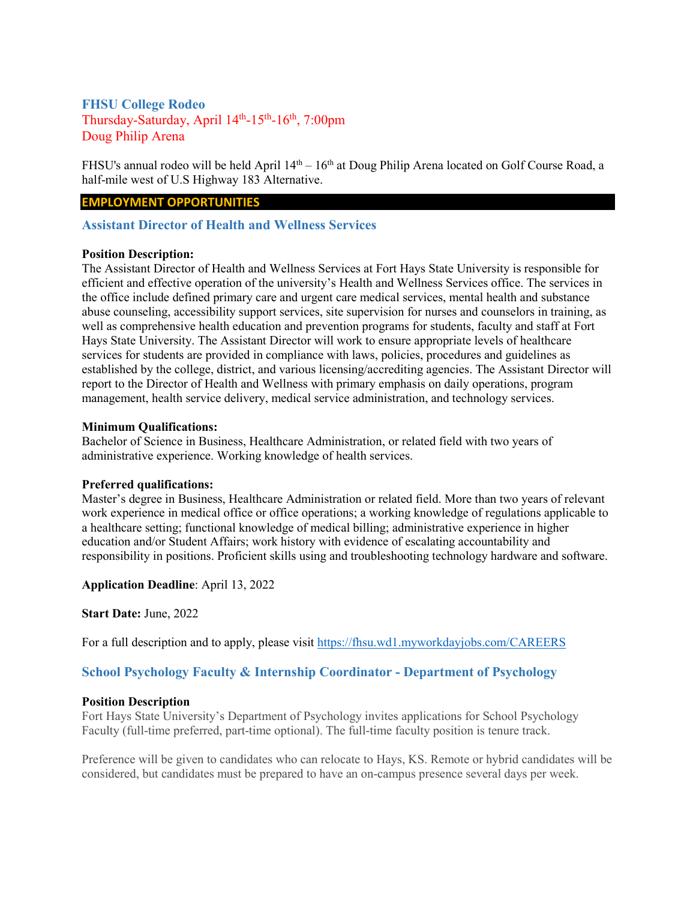### FHSU College Rodeo

Thursday-Saturday, April 14th-15th-16th, 7:00pm
Doug Philip Arena

FHSU's annual rodeo will be held April 14th – 16th at Doug Philip Arena located on Golf Course Road, a half-mile west of U.S Highway 183 Alternative.

## EMPLOYMENT OPPORTUNITIES

### Assistant Director of Health and Wellness Services

**Position Description:**
The Assistant Director of Health and Wellness Services at Fort Hays State University is responsible for efficient and effective operation of the university's Health and Wellness Services office. The services in the office include defined primary care and urgent care medical services, mental health and substance abuse counseling, accessibility support services, site supervision for nurses and counselors in training, as well as comprehensive health education and prevention programs for students, faculty and staff at Fort Hays State University. The Assistant Director will work to ensure appropriate levels of healthcare services for students are provided in compliance with laws, policies, procedures and guidelines as established by the college, district, and various licensing/accrediting agencies. The Assistant Director will report to the Director of Health and Wellness with primary emphasis on daily operations, program management, health service delivery, medical service administration, and technology services.

**Minimum Qualifications:**
Bachelor of Science in Business, Healthcare Administration, or related field with two years of administrative experience. Working knowledge of health services.

**Preferred qualifications:**
Master's degree in Business, Healthcare Administration or related field. More than two years of relevant work experience in medical office or office operations; a working knowledge of regulations applicable to a healthcare setting; functional knowledge of medical billing; administrative experience in higher education and/or Student Affairs; work history with evidence of escalating accountability and responsibility in positions. Proficient skills using and troubleshooting technology hardware and software.

**Application Deadline**: April 13, 2022

**Start Date:** June, 2022

For a full description and to apply, please visit https://fhsu.wd1.myworkdayjobs.com/CAREERS

### School Psychology Faculty & Internship Coordinator - Department of Psychology

**Position Description**
Fort Hays State University's Department of Psychology invites applications for School Psychology Faculty (full-time preferred, part-time optional). The full-time faculty position is tenure track.

Preference will be given to candidates who can relocate to Hays, KS. Remote or hybrid candidates will be considered, but candidates must be prepared to have an on-campus presence several days per week.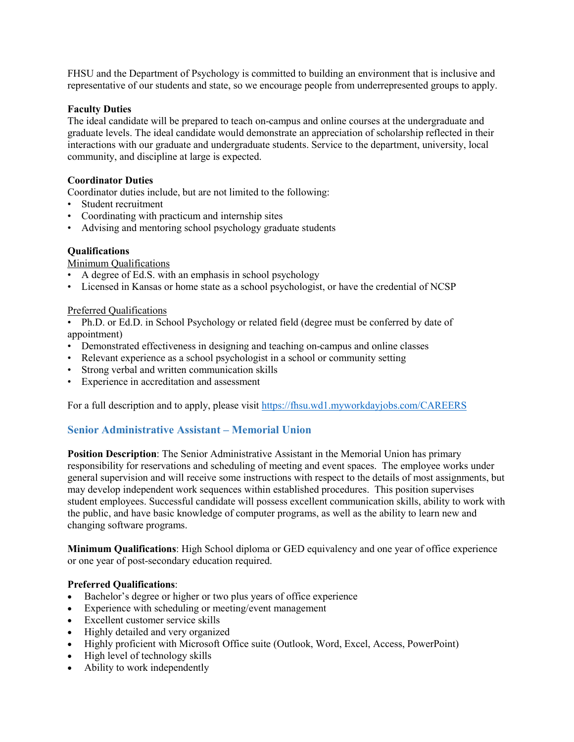FHSU and the Department of Psychology is committed to building an environment that is inclusive and representative of our students and state, so we encourage people from underrepresented groups to apply.

**Faculty Duties**
The ideal candidate will be prepared to teach on-campus and online courses at the undergraduate and graduate levels. The ideal candidate would demonstrate an appreciation of scholarship reflected in their interactions with our graduate and undergraduate students. Service to the department, university, local community, and discipline at large is expected.

**Coordinator Duties**
Coordinator duties include, but are not limited to the following:

- Student recruitment
- Coordinating with practicum and internship sites
- Advising and mentoring school psychology graduate students

**Qualifications**

Minimum Qualifications

- A degree of Ed.S. with an emphasis in school psychology
- Licensed in Kansas or home state as a school psychologist, or have the credential of NCSP

Preferred Qualifications

- Ph.D. or Ed.D. in School Psychology or related field (degree must be conferred by date of appointment)
- Demonstrated effectiveness in designing and teaching on-campus and online classes
- Relevant experience as a school psychologist in a school or community setting
- Strong verbal and written communication skills
- Experience in accreditation and assessment

For a full description and to apply, please visit https://fhsu.wd1.myworkdayjobs.com/CAREERS

## Senior Administrative Assistant – Memorial Union

**Position Description**: The Senior Administrative Assistant in the Memorial Union has primary responsibility for reservations and scheduling of meeting and event spaces. The employee works under general supervision and will receive some instructions with respect to the details of most assignments, but may develop independent work sequences within established procedures. This position supervises student employees. Successful candidate will possess excellent communication skills, ability to work with the public, and have basic knowledge of computer programs, as well as the ability to learn new and changing software programs.

**Minimum Qualifications**: High School diploma or GED equivalency and one year of office experience or one year of post-secondary education required.

**Preferred Qualifications**:

- Bachelor's degree or higher or two plus years of office experience
- Experience with scheduling or meeting/event management
- Excellent customer service skills
- Highly detailed and very organized
- Highly proficient with Microsoft Office suite (Outlook, Word, Excel, Access, PowerPoint)
- High level of technology skills
- Ability to work independently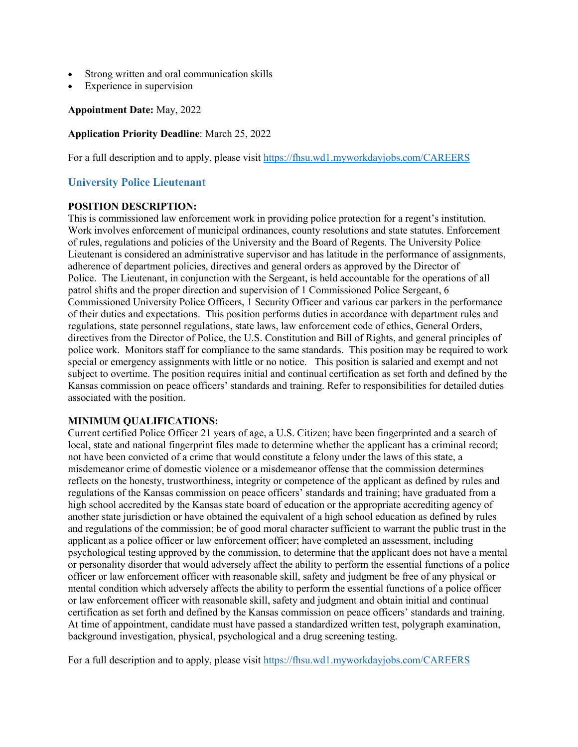- Strong written and oral communication skills
- Experience in supervision

**Appointment Date:** May, 2022

**Application Priority Deadline**: March 25, 2022

For a full description and to apply, please visit https://fhsu.wd1.myworkdayjobs.com/CAREERS

## University Police Lieutenant

**POSITION DESCRIPTION:**
This is commissioned law enforcement work in providing police protection for a regent's institution. Work involves enforcement of municipal ordinances, county resolutions and state statutes. Enforcement of rules, regulations and policies of the University and the Board of Regents. The University Police Lieutenant is considered an administrative supervisor and has latitude in the performance of assignments, adherence of department policies, directives and general orders as approved by the Director of Police. The Lieutenant, in conjunction with the Sergeant, is held accountable for the operations of all patrol shifts and the proper direction and supervision of 1 Commissioned Police Sergeant, 6 Commissioned University Police Officers, 1 Security Officer and various car parkers in the performance of their duties and expectations. This position performs duties in accordance with department rules and regulations, state personnel regulations, state laws, law enforcement code of ethics, General Orders, directives from the Director of Police, the U.S. Constitution and Bill of Rights, and general principles of police work. Monitors staff for compliance to the same standards. This position may be required to work special or emergency assignments with little or no notice. This position is salaried and exempt and not subject to overtime. The position requires initial and continual certification as set forth and defined by the Kansas commission on peace officers' standards and training. Refer to responsibilities for detailed duties associated with the position.

**MINIMUM QUALIFICATIONS:**
Current certified Police Officer 21 years of age, a U.S. Citizen; have been fingerprinted and a search of local, state and national fingerprint files made to determine whether the applicant has a criminal record; not have been convicted of a crime that would constitute a felony under the laws of this state, a misdemeanor crime of domestic violence or a misdemeanor offense that the commission determines reflects on the honesty, trustworthiness, integrity or competence of the applicant as defined by rules and regulations of the Kansas commission on peace officers' standards and training; have graduated from a high school accredited by the Kansas state board of education or the appropriate accrediting agency of another state jurisdiction or have obtained the equivalent of a high school education as defined by rules and regulations of the commission; be of good moral character sufficient to warrant the public trust in the applicant as a police officer or law enforcement officer; have completed an assessment, including psychological testing approved by the commission, to determine that the applicant does not have a mental or personality disorder that would adversely affect the ability to perform the essential functions of a police officer or law enforcement officer with reasonable skill, safety and judgment be free of any physical or mental condition which adversely affects the ability to perform the essential functions of a police officer or law enforcement officer with reasonable skill, safety and judgment and obtain initial and continual certification as set forth and defined by the Kansas commission on peace officers' standards and training. At time of appointment, candidate must have passed a standardized written test, polygraph examination, background investigation, physical, psychological and a drug screening testing.

For a full description and to apply, please visit https://fhsu.wd1.myworkdayjobs.com/CAREERS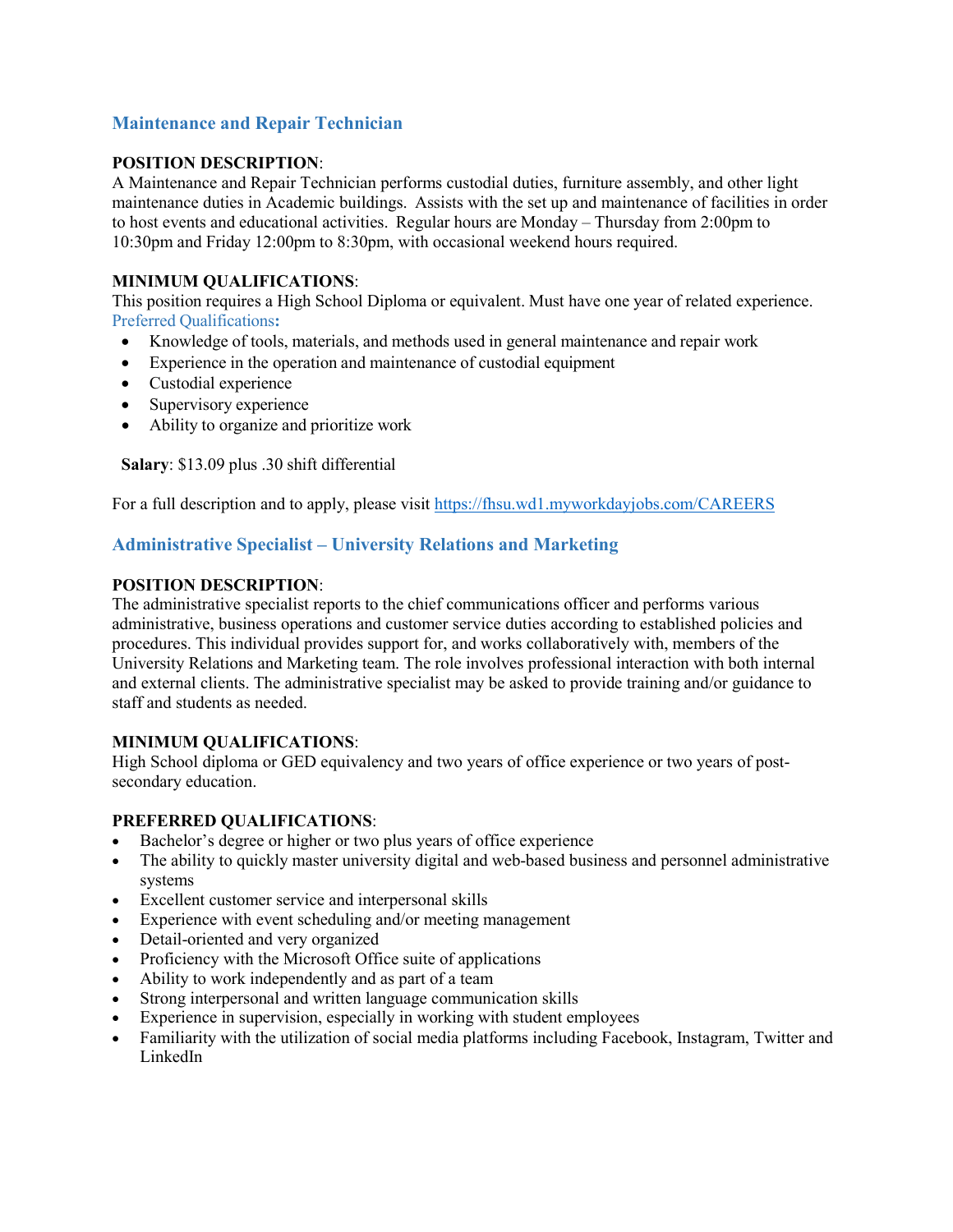## Maintenance and Repair Technician

**POSITION DESCRIPTION**:
A Maintenance and Repair Technician performs custodial duties, furniture assembly, and other light maintenance duties in Academic buildings. Assists with the set up and maintenance of facilities in order to host events and educational activities. Regular hours are Monday – Thursday from 2:00pm to 10:30pm and Friday 12:00pm to 8:30pm, with occasional weekend hours required.

**MINIMUM QUALIFICATIONS**:
This position requires a High School Diploma or equivalent. Must have one year of related experience.
Preferred Qualifications**:**

- Knowledge of tools, materials, and methods used in general maintenance and repair work
- Experience in the operation and maintenance of custodial equipment
- Custodial experience
- Supervisory experience
- Ability to organize and prioritize work

**Salary**: $13.09 plus .30 shift differential

For a full description and to apply, please visit https://fhsu.wd1.myworkdayjobs.com/CAREERS

## Administrative Specialist – University Relations and Marketing

**POSITION DESCRIPTION**:
The administrative specialist reports to the chief communications officer and performs various administrative, business operations and customer service duties according to established policies and procedures. This individual provides support for, and works collaboratively with, members of the University Relations and Marketing team. The role involves professional interaction with both internal and external clients. The administrative specialist may be asked to provide training and/or guidance to staff and students as needed.

**MINIMUM QUALIFICATIONS**:
High School diploma or GED equivalency and two years of office experience or two years of post-secondary education.

**PREFERRED QUALIFICATIONS**:

- Bachelor's degree or higher or two plus years of office experience
- The ability to quickly master university digital and web-based business and personnel administrative systems
- Excellent customer service and interpersonal skills
- Experience with event scheduling and/or meeting management
- Detail-oriented and very organized
- Proficiency with the Microsoft Office suite of applications
- Ability to work independently and as part of a team
- Strong interpersonal and written language communication skills
- Experience in supervision, especially in working with student employees
- Familiarity with the utilization of social media platforms including Facebook, Instagram, Twitter and LinkedIn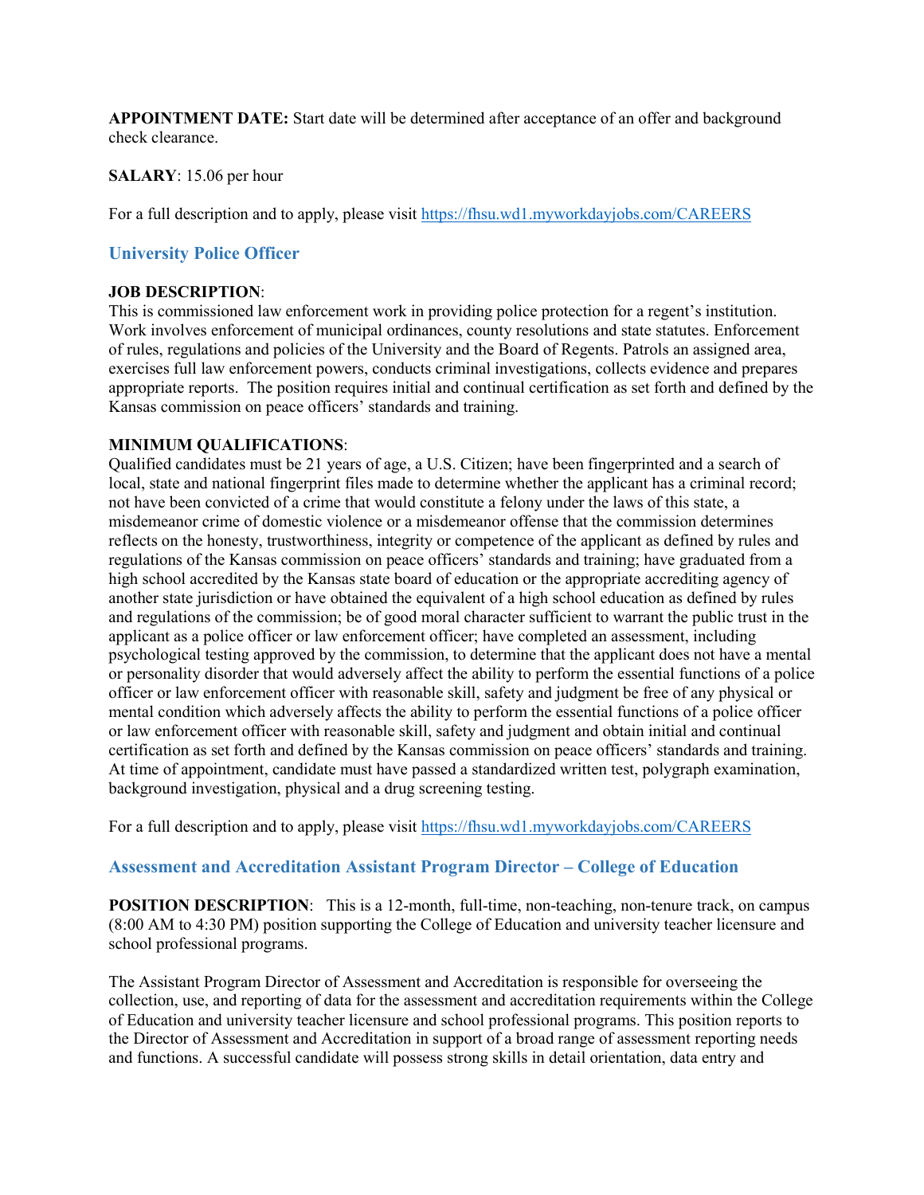**APPOINTMENT DATE:** Start date will be determined after acceptance of an offer and background check clearance.

**SALARY**: 15.06 per hour

For a full description and to apply, please visit https://fhsu.wd1.myworkdayjobs.com/CAREERS

### University Police Officer

**JOB DESCRIPTION**:
This is commissioned law enforcement work in providing police protection for a regent's institution. Work involves enforcement of municipal ordinances, county resolutions and state statutes. Enforcement of rules, regulations and policies of the University and the Board of Regents. Patrols an assigned area, exercises full law enforcement powers, conducts criminal investigations, collects evidence and prepares appropriate reports. The position requires initial and continual certification as set forth and defined by the Kansas commission on peace officers' standards and training.

**MINIMUM QUALIFICATIONS**:
Qualified candidates must be 21 years of age, a U.S. Citizen; have been fingerprinted and a search of local, state and national fingerprint files made to determine whether the applicant has a criminal record; not have been convicted of a crime that would constitute a felony under the laws of this state, a misdemeanor crime of domestic violence or a misdemeanor offense that the commission determines reflects on the honesty, trustworthiness, integrity or competence of the applicant as defined by rules and regulations of the Kansas commission on peace officers' standards and training; have graduated from a high school accredited by the Kansas state board of education or the appropriate accrediting agency of another state jurisdiction or have obtained the equivalent of a high school education as defined by rules and regulations of the commission; be of good moral character sufficient to warrant the public trust in the applicant as a police officer or law enforcement officer; have completed an assessment, including psychological testing approved by the commission, to determine that the applicant does not have a mental or personality disorder that would adversely affect the ability to perform the essential functions of a police officer or law enforcement officer with reasonable skill, safety and judgment be free of any physical or mental condition which adversely affects the ability to perform the essential functions of a police officer or law enforcement officer with reasonable skill, safety and judgment and obtain initial and continual certification as set forth and defined by the Kansas commission on peace officers' standards and training. At time of appointment, candidate must have passed a standardized written test, polygraph examination, background investigation, physical and a drug screening testing.

For a full description and to apply, please visit https://fhsu.wd1.myworkdayjobs.com/CAREERS

### Assessment and Accreditation Assistant Program Director – College of Education

**POSITION DESCRIPTION**: This is a 12-month, full-time, non-teaching, non-tenure track, on campus (8:00 AM to 4:30 PM) position supporting the College of Education and university teacher licensure and school professional programs.

The Assistant Program Director of Assessment and Accreditation is responsible for overseeing the collection, use, and reporting of data for the assessment and accreditation requirements within the College of Education and university teacher licensure and school professional programs. This position reports to the Director of Assessment and Accreditation in support of a broad range of assessment reporting needs and functions. A successful candidate will possess strong skills in detail orientation, data entry and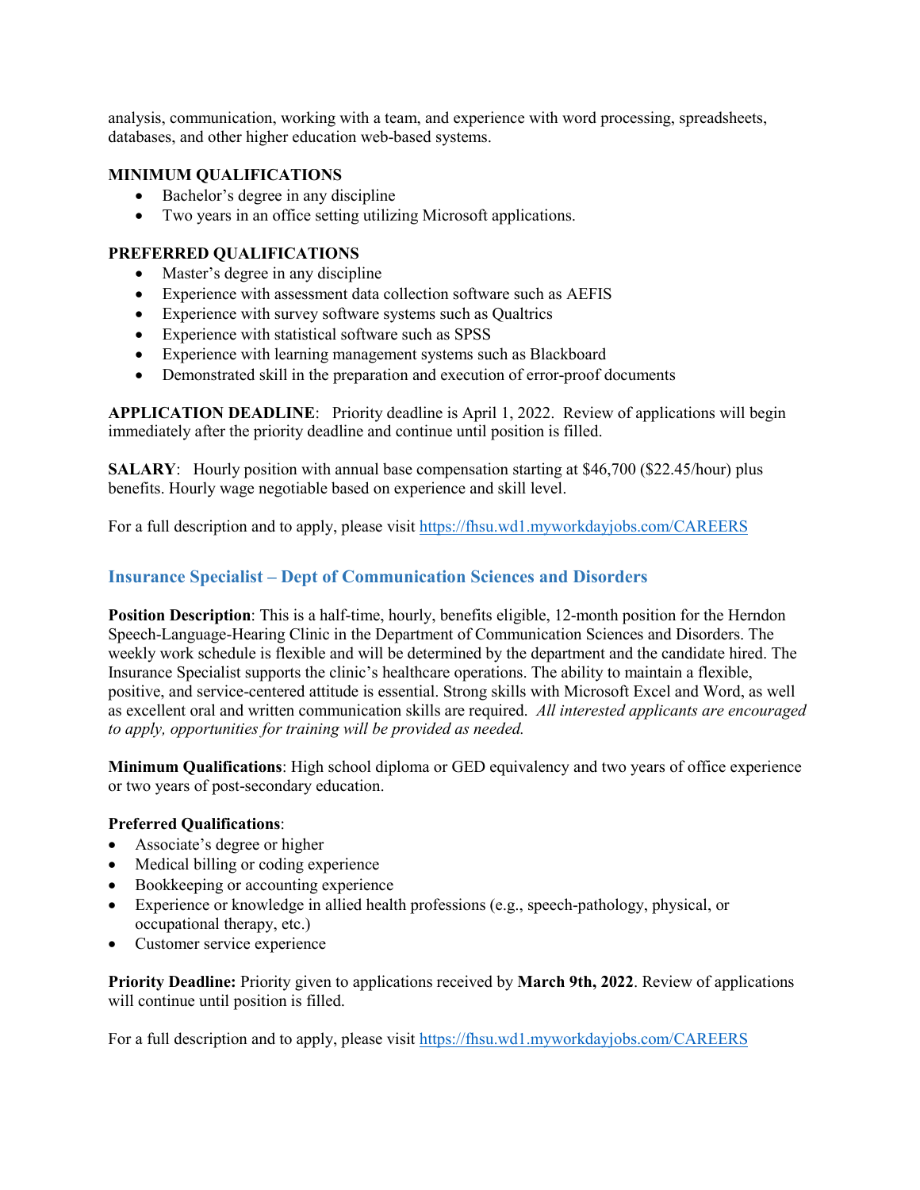analysis, communication, working with a team, and experience with word processing, spreadsheets, databases, and other higher education web-based systems.

**MINIMUM QUALIFICATIONS**

- Bachelor's degree in any discipline
- Two years in an office setting utilizing Microsoft applications.

**PREFERRED QUALIFICATIONS**

- Master's degree in any discipline
- Experience with assessment data collection software such as AEFIS
- Experience with survey software systems such as Qualtrics
- Experience with statistical software such as SPSS
- Experience with learning management systems such as Blackboard
- Demonstrated skill in the preparation and execution of error-proof documents

**APPLICATION DEADLINE**: Priority deadline is April 1, 2022. Review of applications will begin immediately after the priority deadline and continue until position is filled.

**SALARY**: Hourly position with annual base compensation starting at $46,700 ($22.45/hour) plus benefits. Hourly wage negotiable based on experience and skill level.

For a full description and to apply, please visit https://fhsu.wd1.myworkdayjobs.com/CAREERS

## Insurance Specialist – Dept of Communication Sciences and Disorders

**Position Description**: This is a half-time, hourly, benefits eligible, 12-month position for the Herndon Speech-Language-Hearing Clinic in the Department of Communication Sciences and Disorders. The weekly work schedule is flexible and will be determined by the department and the candidate hired. The Insurance Specialist supports the clinic's healthcare operations. The ability to maintain a flexible, positive, and service-centered attitude is essential. Strong skills with Microsoft Excel and Word, as well as excellent oral and written communication skills are required. *All interested applicants are encouraged to apply, opportunities for training will be provided as needed.*

**Minimum Qualifications**: High school diploma or GED equivalency and two years of office experience or two years of post-secondary education.

**Preferred Qualifications**:

- Associate's degree or higher
- Medical billing or coding experience
- Bookkeeping or accounting experience
- Experience or knowledge in allied health professions (e.g., speech-pathology, physical, or occupational therapy, etc.)
- Customer service experience

**Priority Deadline:** Priority given to applications received by **March 9th, 2022**. Review of applications will continue until position is filled.

For a full description and to apply, please visit https://fhsu.wd1.myworkdayjobs.com/CAREERS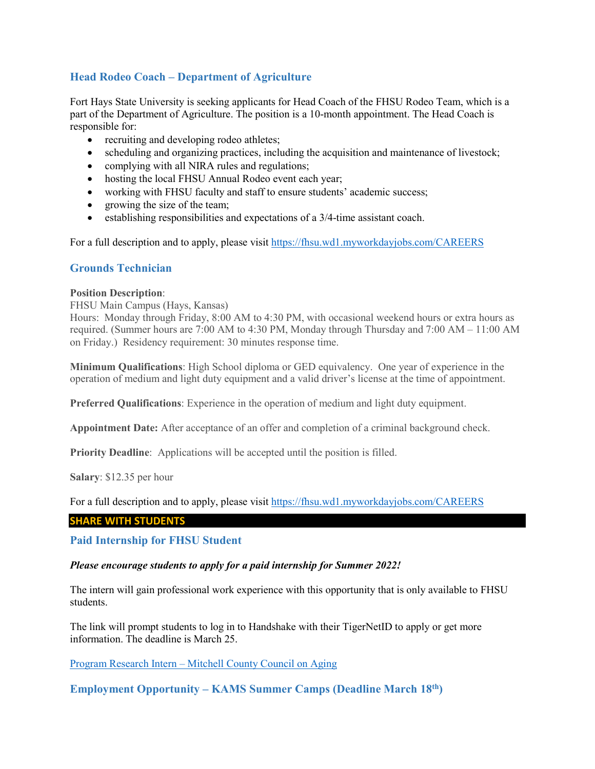## Head Rodeo Coach – Department of Agriculture

Fort Hays State University is seeking applicants for Head Coach of the FHSU Rodeo Team, which is a part of the Department of Agriculture. The position is a 10-month appointment. The Head Coach is responsible for:

- recruiting and developing rodeo athletes;
- scheduling and organizing practices, including the acquisition and maintenance of livestock;
- complying with all NIRA rules and regulations;
- hosting the local FHSU Annual Rodeo event each year;
- working with FHSU faculty and staff to ensure students' academic success;
- growing the size of the team;
- establishing responsibilities and expectations of a 3/4-time assistant coach.

For a full description and to apply, please visit https://fhsu.wd1.myworkdayjobs.com/CAREERS

## Grounds Technician

**Position Description**:
FHSU Main Campus (Hays, Kansas)
Hours: Monday through Friday, 8:00 AM to 4:30 PM, with occasional weekend hours or extra hours as required. (Summer hours are 7:00 AM to 4:30 PM, Monday through Thursday and 7:00 AM – 11:00 AM on Friday.) Residency requirement: 30 minutes response time.

**Minimum Qualifications**: High School diploma or GED equivalency. One year of experience in the operation of medium and light duty equipment and a valid driver's license at the time of appointment.

**Preferred Qualifications**: Experience in the operation of medium and light duty equipment.

**Appointment Date:** After acceptance of an offer and completion of a criminal background check.

**Priority Deadline**: Applications will be accepted until the position is filled.

**Salary**: $12.35 per hour

For a full description and to apply, please visit https://fhsu.wd1.myworkdayjobs.com/CAREERS

**SHARE WITH STUDENTS**

## Paid Internship for FHSU Student

***Please encourage students to apply for a paid internship for Summer 2022!***

The intern will gain professional work experience with this opportunity that is only available to FHSU students.

The link will prompt students to log in to Handshake with their TigerNetID to apply or get more information. The deadline is March 25.

Program Research Intern – Mitchell County Council on Aging

## Employment Opportunity – KAMS Summer Camps (Deadline March 18th)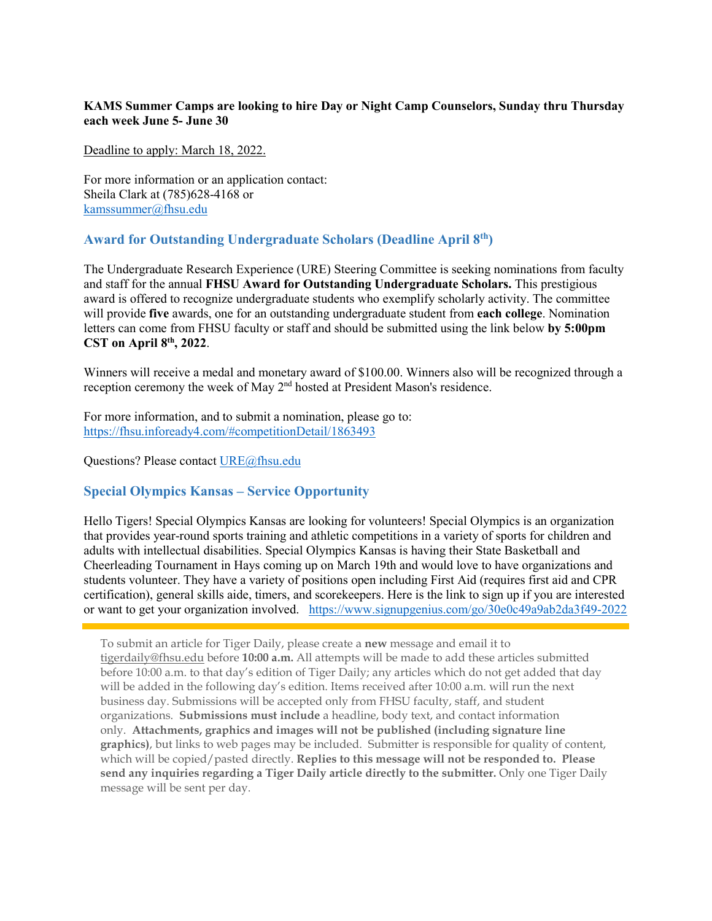**KAMS Summer Camps are looking to hire Day or Night Camp Counselors, Sunday thru Thursday each week June 5- June 30**

Deadline to apply: March 18, 2022.

For more information or an application contact:
Sheila Clark at (785)628-4168 or
kamssummer@fhsu.edu

### Award for Outstanding Undergraduate Scholars (Deadline April 8th)

The Undergraduate Research Experience (URE) Steering Committee is seeking nominations from faculty and staff for the annual **FHSU Award for Outstanding Undergraduate Scholars.** This prestigious award is offered to recognize undergraduate students who exemplify scholarly activity. The committee will provide **five** awards, one for an outstanding undergraduate student from **each college**. Nomination letters can come from FHSU faculty or staff and should be submitted using the link below **by 5:00pm CST on April 8th, 2022**.

Winners will receive a medal and monetary award of $100.00. Winners also will be recognized through a reception ceremony the week of May 2nd hosted at President Mason's residence.

For more information, and to submit a nomination, please go to:
https://fhsu.infoready4.com/#competitionDetail/1863493

Questions? Please contact URE@fhsu.edu

### Special Olympics Kansas – Service Opportunity

Hello Tigers! Special Olympics Kansas are looking for volunteers! Special Olympics is an organization that provides year-round sports training and athletic competitions in a variety of sports for children and adults with intellectual disabilities. Special Olympics Kansas is having their State Basketball and Cheerleading Tournament in Hays coming up on March 19th and would love to have organizations and students volunteer. They have a variety of positions open including First Aid (requires first aid and CPR certification), general skills aide, timers, and scorekeepers. Here is the link to sign up if you are interested or want to get your organization involved. https://www.signupgenius.com/go/30e0c49a9ab2da3f49-2022

---

To submit an article for Tiger Daily, please create a **new** message and email it to tigerdaily@fhsu.edu before **10:00 a.m.** All attempts will be made to add these articles submitted before 10:00 a.m. to that day's edition of Tiger Daily; any articles which do not get added that day will be added in the following day's edition. Items received after 10:00 a.m. will run the next business day. Submissions will be accepted only from FHSU faculty, staff, and student organizations. **Submissions must include** a headline, body text, and contact information only. **Attachments, graphics and images will not be published (including signature line graphics)**, but links to web pages may be included. Submitter is responsible for quality of content, which will be copied/pasted directly. **Replies to this message will not be responded to. Please send any inquiries regarding a Tiger Daily article directly to the submitter.** Only one Tiger Daily message will be sent per day.